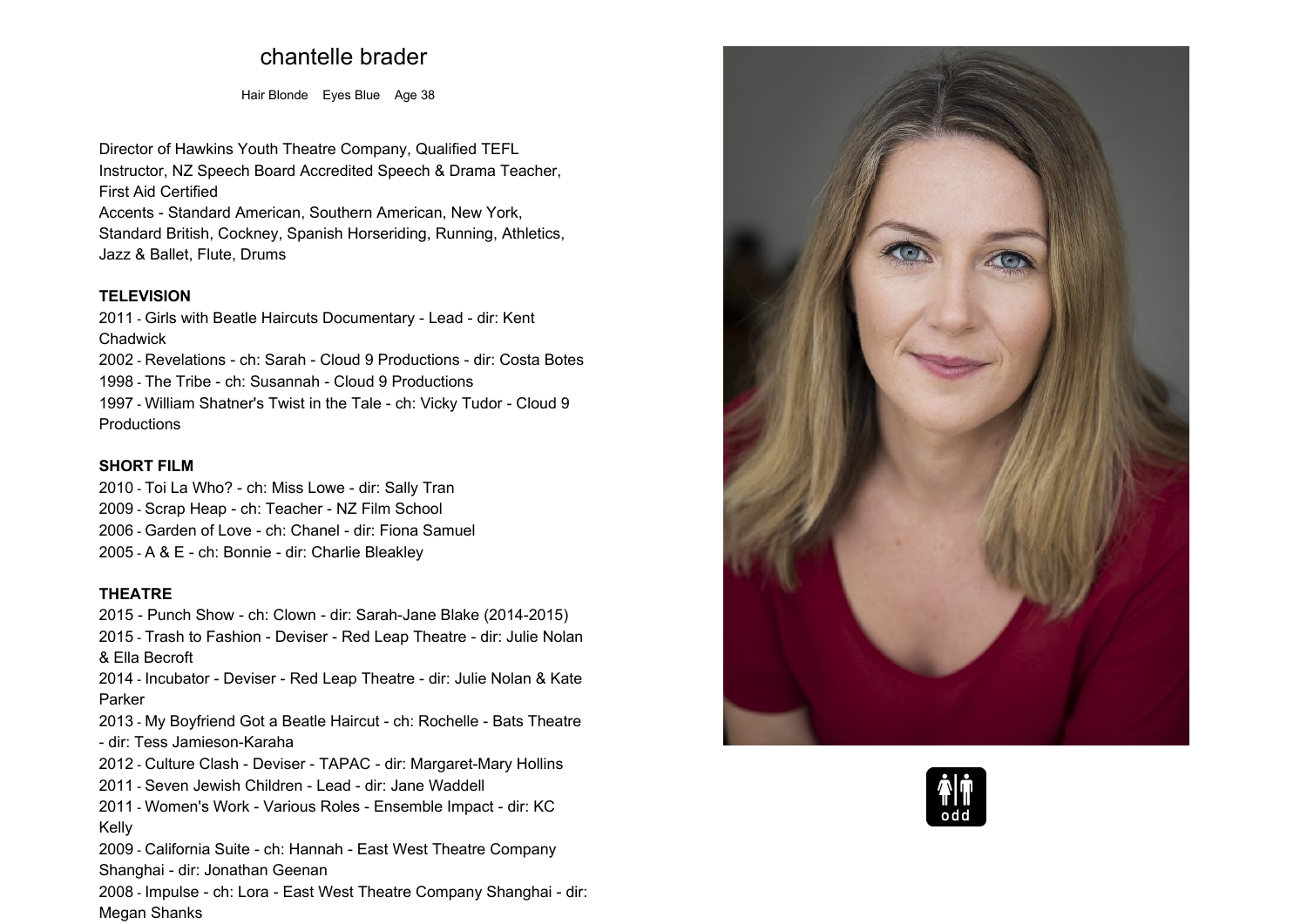# chantelle brader

Hair Blonde Eyes Blue Age 38

Director of Hawkins Youth Theatre Company, Qualified TEFL Instructor, NZ Speech Board Accredited Speech & Drama Teacher, First Aid Certified
Accents - Standard American, Southern American, New York, Standard British, Cockney, Spanish Horseriding, Running, Athletics, Jazz & Ballet, Flute, Drums

## TELEVISION

2011 - Girls with Beatle Haircuts Documentary - Lead - dir: Kent Chadwick
2002 - Revelations - ch: Sarah - Cloud 9 Productions - dir: Costa Botes
1998 - The Tribe - ch: Susannah - Cloud 9 Productions
1997 - William Shatner's Twist in the Tale - ch: Vicky Tudor - Cloud 9 Productions

## SHORT FILM

2010 - Toi La Who? - ch: Miss Lowe - dir: Sally Tran
2009 - Scrap Heap - ch: Teacher - NZ Film School
2006 - Garden of Love - ch: Chanel - dir: Fiona Samuel
2005 - A & E - ch: Bonnie - dir: Charlie Bleakley

## THEATRE

2015 - Punch Show - ch: Clown - dir: Sarah-Jane Blake (2014-2015)
2015 - Trash to Fashion - Deviser - Red Leap Theatre - dir: Julie Nolan & Ella Becroft
2014 - Incubator - Deviser - Red Leap Theatre - dir: Julie Nolan & Kate Parker
2013 - My Boyfriend Got a Beatle Haircut - ch: Rochelle - Bats Theatre - dir: Tess Jamieson-Karaha
2012 - Culture Clash - Deviser - TAPAC - dir: Margaret-Mary Hollins
2011 - Seven Jewish Children - Lead - dir: Jane Waddell
2011 - Women's Work - Various Roles - Ensemble Impact - dir: KC Kelly
2009 - California Suite - ch: Hannah - East West Theatre Company Shanghai - dir: Jonathan Geenan
2008 - Impulse - ch: Lora - East West Theatre Company Shanghai - dir: Megan Shanks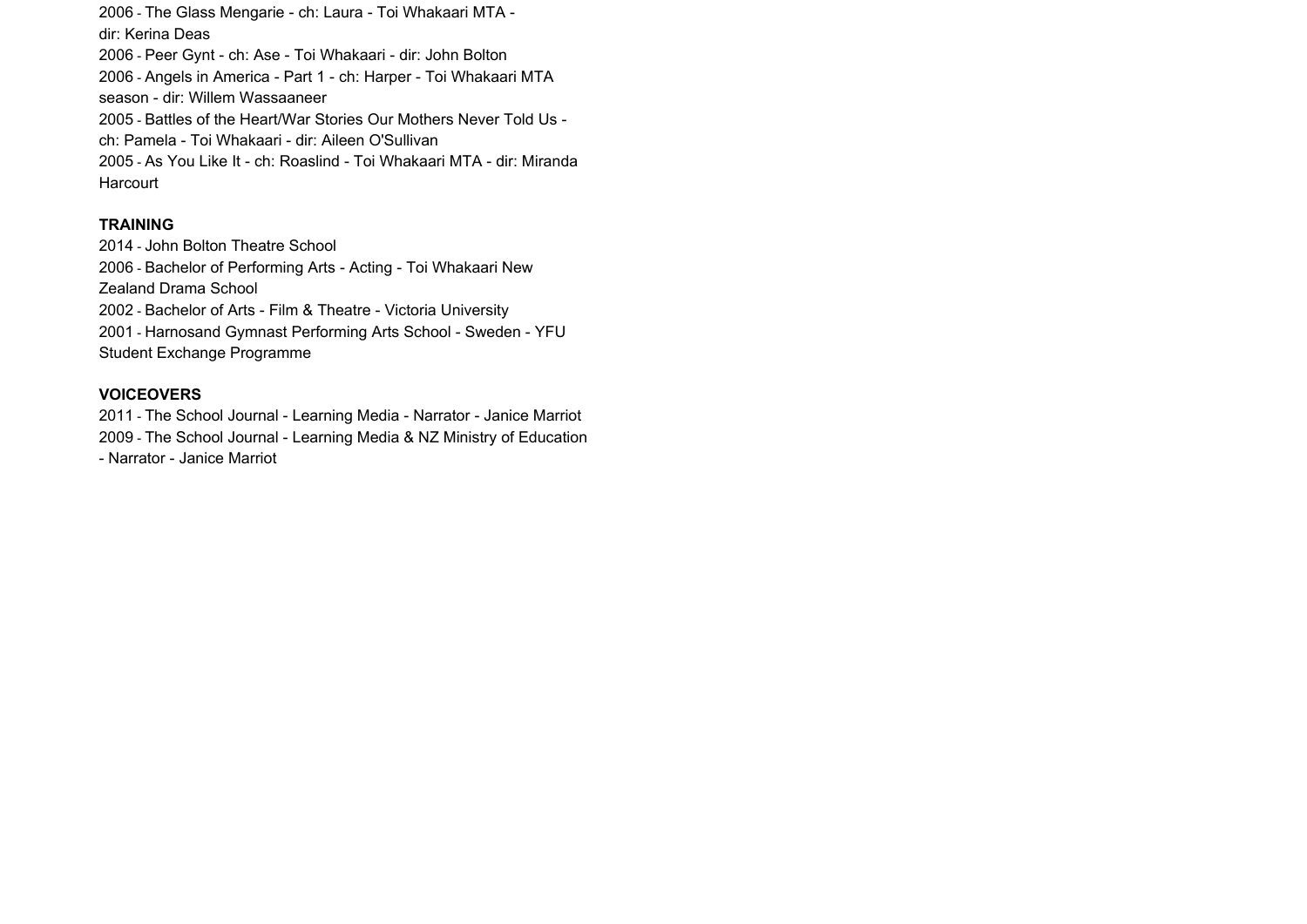2006 - The Glass Mengarie - ch: Laura - Toi Whakaari MTA - dir: Kerina Deas
2006 - Peer Gynt - ch: Ase - Toi Whakaari - dir: John Bolton
2006 - Angels in America - Part 1 - ch: Harper - Toi Whakaari MTA season - dir: Willem Wassaaneer
2005 - Battles of the Heart/War Stories Our Mothers Never Told Us - ch: Pamela - Toi Whakaari - dir: Aileen O'Sullivan
2005 - As You Like It - ch: Roaslind - Toi Whakaari MTA - dir: Miranda Harcourt

**TRAINING**

2014 - John Bolton Theatre School
2006 - Bachelor of Performing Arts - Acting - Toi Whakaari New Zealand Drama School
2002 - Bachelor of Arts - Film & Theatre - Victoria University
2001 - Harnosand Gymnast Performing Arts School - Sweden - YFU Student Exchange Programme

**VOICEOVERS**

2011 - The School Journal - Learning Media - Narrator - Janice Marriot
2009 - The School Journal - Learning Media & NZ Ministry of Education - Narrator - Janice Marriot